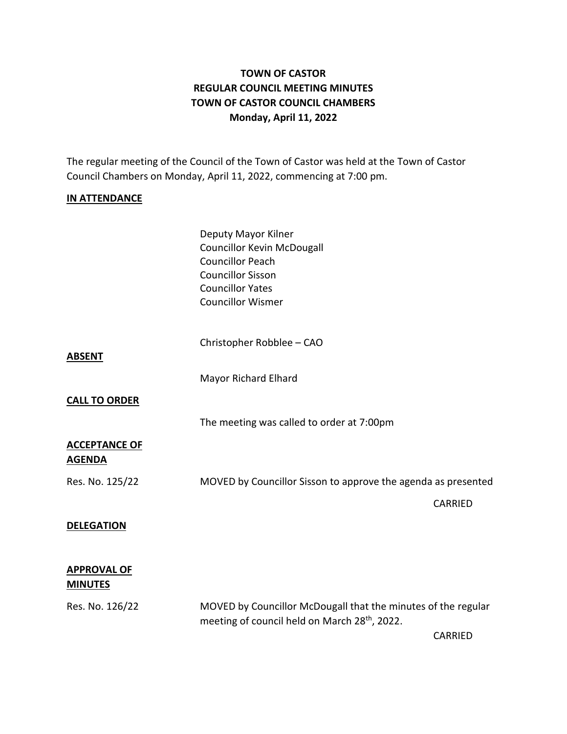# TOWN OF CASTOR
## REGULAR COUNCIL MEETING MINUTES
## TOWN OF CASTOR COUNCIL CHAMBERS
## Monday, April 11, 2022

The regular meeting of the Council of the Town of Castor was held at the Town of Castor Council Chambers on Monday, April 11, 2022, commencing at 7:00 pm.

**IN ATTENDANCE**

Deputy Mayor Kilner
Councillor Kevin McDougall
Councillor Peach
Councillor Sisson
Councillor Yates
Councillor Wismer

Christopher Robblee – CAO

**ABSENT**

Mayor Richard Elhard

**CALL TO ORDER**

The meeting was called to order at 7:00pm

**ACCEPTANCE OF AGENDA**

Res. No. 125/22 — MOVED by Councillor Sisson to approve the agenda as presented

CARRIED

**DELEGATION**

**APPROVAL OF MINUTES**

Res. No. 126/22 — MOVED by Councillor McDougall that the minutes of the regular meeting of council held on March 28th, 2022.

CARRIED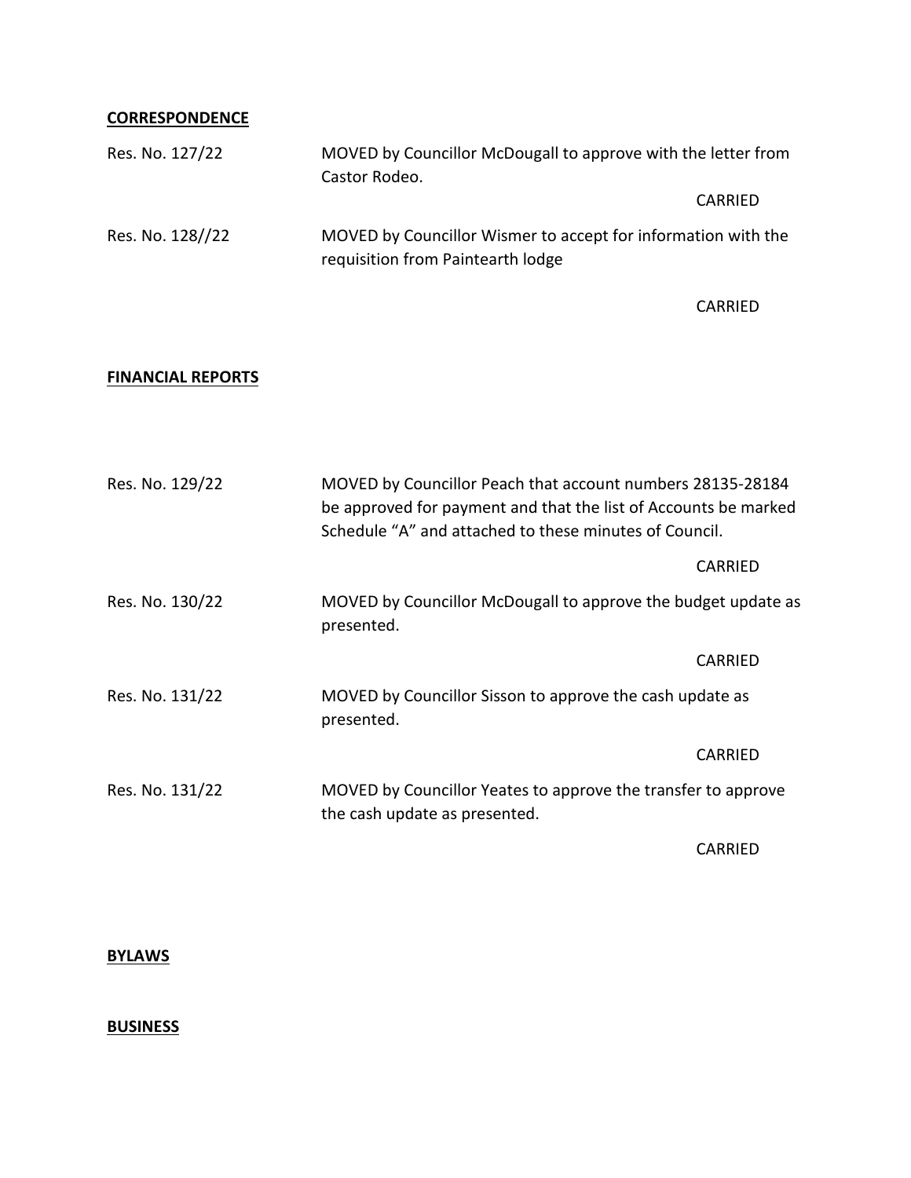**CORRESPONDENCE**

Res. No. 127/22 MOVED by Councillor McDougall to approve with the letter from Castor Rodeo.

CARRIED

Res. No. 128//22 MOVED by Councillor Wismer to accept for information with the requisition from Paintearth lodge

CARRIED

**FINANCIAL REPORTS**

Res. No. 129/22 MOVED by Councillor Peach that account numbers 28135-28184 be approved for payment and that the list of Accounts be marked Schedule "A" and attached to these minutes of Council.

CARRIED

Res. No. 130/22 MOVED by Councillor McDougall to approve the budget update as presented.

CARRIED

Res. No. 131/22 MOVED by Councillor Sisson to approve the cash update as presented.

CARRIED

Res. No. 131/22 MOVED by Councillor Yeates to approve the transfer to approve the cash update as presented.

CARRIED

**BYLAWS**

**BUSINESS**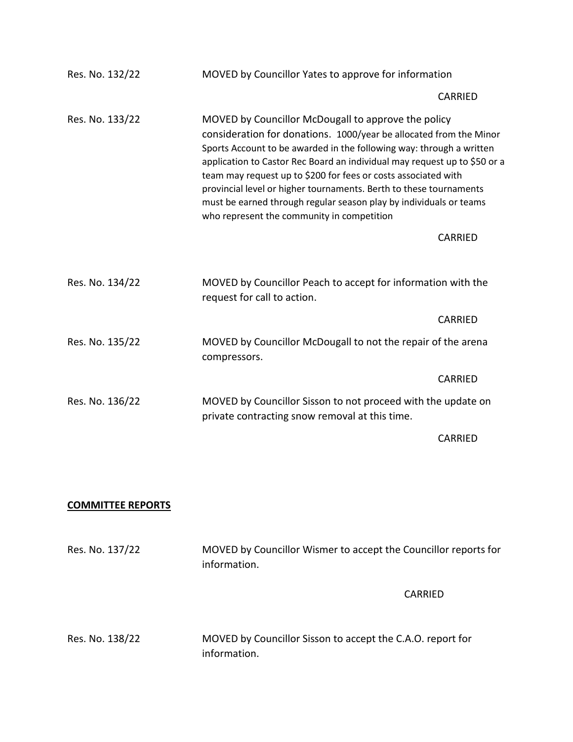Res. No. 132/22 MOVED by Councillor Yates to approve for information

CARRIED

Res. No. 133/22 MOVED by Councillor McDougall to approve the policy consideration for donations. 1000/year be allocated from the Minor Sports Account to be awarded in the following way: through a written application to Castor Rec Board an individual may request up to $50 or a team may request up to $200 for fees or costs associated with provincial level or higher tournaments. Berth to these tournaments must be earned through regular season play by individuals or teams who represent the community in competition

CARRIED

Res. No. 134/22 MOVED by Councillor Peach to accept for information with the request for call to action.

CARRIED

Res. No. 135/22 MOVED by Councillor McDougall to not the repair of the arena compressors.

CARRIED

Res. No. 136/22 MOVED by Councillor Sisson to not proceed with the update on private contracting snow removal at this time.

CARRIED

**COMMITTEE REPORTS**

Res. No. 137/22 MOVED by Councillor Wismer to accept the Councillor reports for information.

CARRIED

Res. No. 138/22 MOVED by Councillor Sisson to accept the C.A.O. report for information.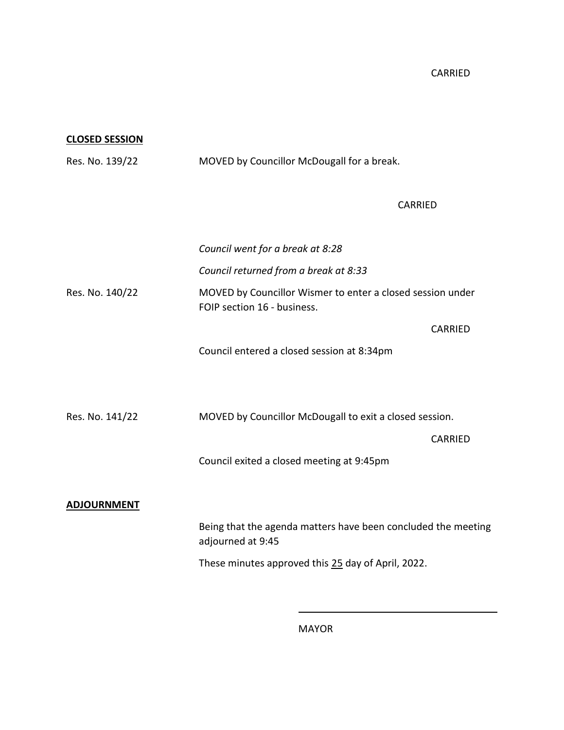CARRIED

**CLOSED SESSION**

Res. No. 139/22 MOVED by Councillor McDougall for a break.

CARRIED

*Council went for a break at 8:28*

*Council returned from a break at 8:33*

Res. No. 140/22 MOVED by Councillor Wismer to enter a closed session under FOIP section 16 - business.

CARRIED

Council entered a closed session at 8:34pm

Res. No. 141/22 MOVED by Councillor McDougall to exit a closed session.

CARRIED

Council exited a closed meeting at 9:45pm

**ADJOURNMENT**

Being that the agenda matters have been concluded the meeting adjourned at 9:45

These minutes approved this 25 day of April, 2022.

\_\_\_\_\_\_\_\_\_\_\_\_\_\_\_\_\_\_\_\_\_\_\_\_\_\_\_\_\_\_\_\_\_\_\_\_\_\_

MAYOR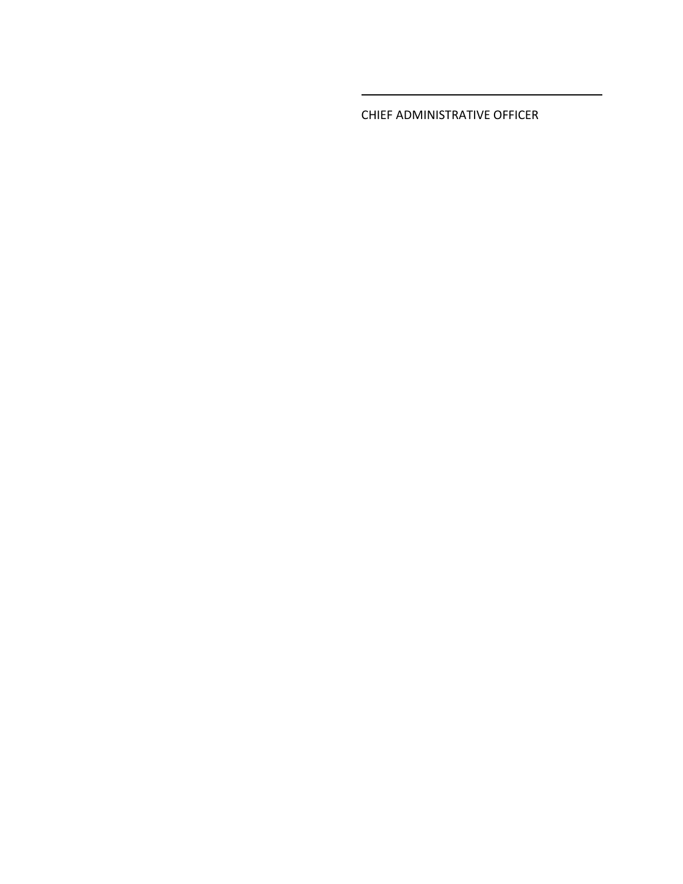\_\_\_\_\_\_\_\_\_\_\_\_\_\_\_\_\_\_\_\_\_\_\_\_\_\_\_\_\_\_\_\_\_\_\_\_\_\_\_\_

CHIEF ADMINISTRATIVE OFFICER